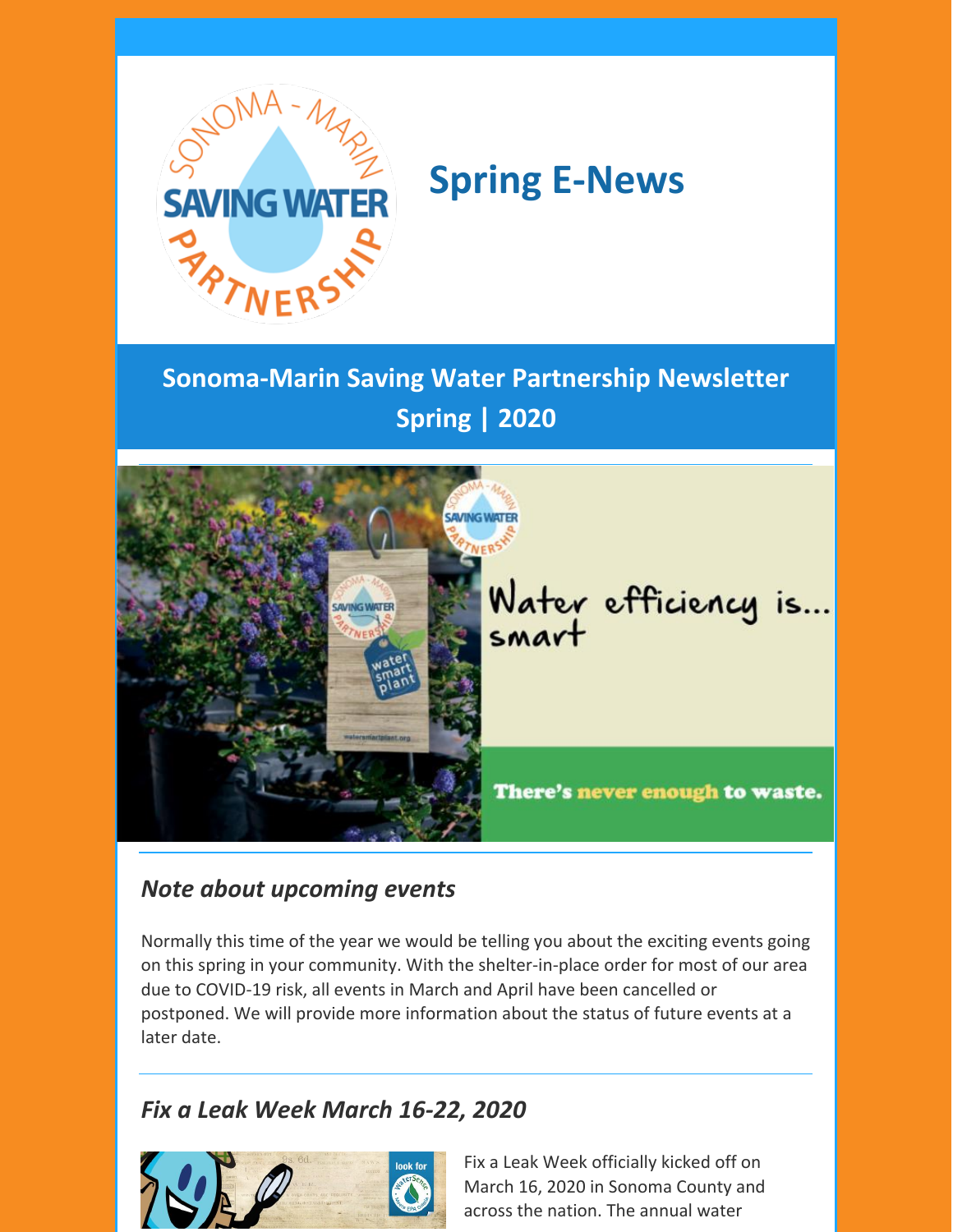# Spring E-News

## Sonoma-Marin Saving Water Partnership Newsletter
## Spring | 2020

---

### *Note about upcoming events*

Normally this time of the year we would be telling you about the exciting events going on this spring in your community. With the shelter-in-place order for most of our area due to COVID-19 risk, all events in March and April have been cancelled or postponed. We will provide more information about the status of future events at a later date.

---

### *Fix a Leak Week March 16-22, 2020*

Fix a Leak Week officially kicked off on March 16, 2020 in Sonoma County and across the nation. The annual water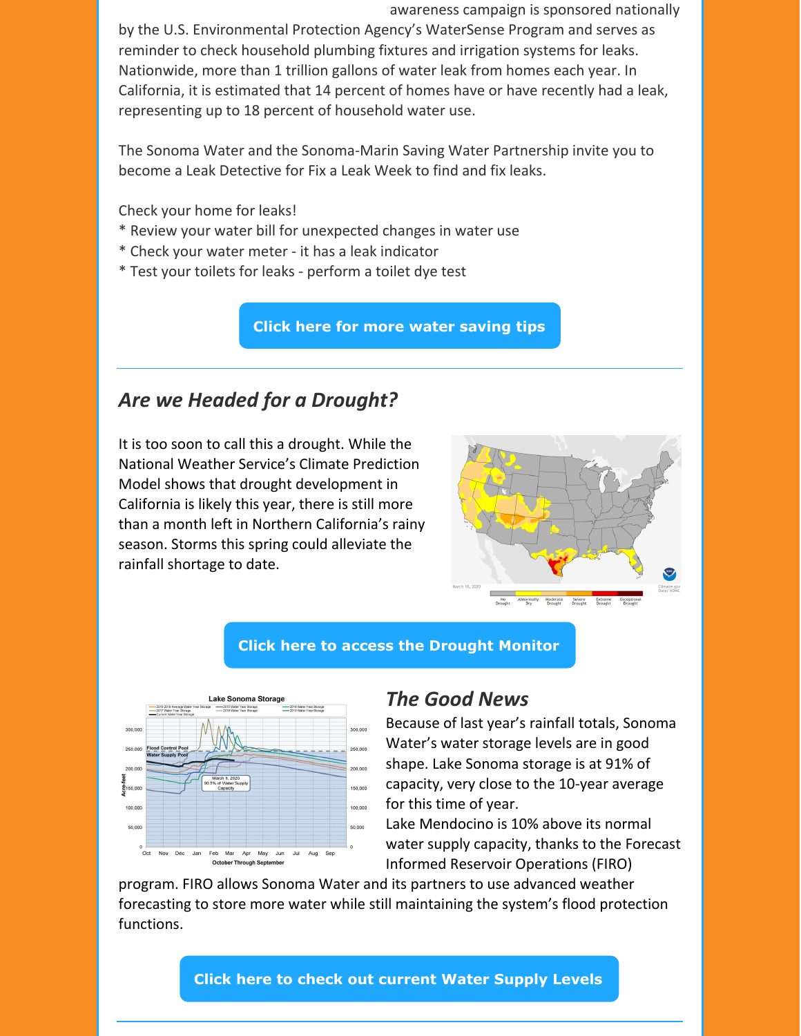awareness campaign is sponsored nationally by the U.S. Environmental Protection Agency's WaterSense Program and serves as reminder to check household plumbing fixtures and irrigation systems for leaks. Nationwide, more than 1 trillion gallons of water leak from homes each year. In California, it is estimated that 14 percent of homes have or have recently had a leak, representing up to 18 percent of household water use.

The Sonoma Water and the Sonoma-Marin Saving Water Partnership invite you to become a Leak Detective for Fix a Leak Week to find and fix leaks.

Check your home for leaks!
* Review your water bill for unexpected changes in water use
* Check your water meter - it has a leak indicator
* Test your toilets for leaks - perform a toilet dye test

**Click here for more water saving tips**

---

## *Are we Headed for a Drought?*

It is too soon to call this a drought. While the National Weather Service's Climate Prediction Model shows that drought development in California is likely this year, there is still more than a month left in Northern California's rainy season. Storms this spring could alleviate the rainfall shortage to date.

**Click here to access the Drought Monitor**

## *The Good News*

Because of last year's rainfall totals, Sonoma Water's water storage levels are in good shape. Lake Sonoma storage is at 91% of capacity, very close to the 10-year average for this time of year.

Lake Mendocino is 10% above its normal water supply capacity, thanks to the Forecast Informed Reservoir Operations (FIRO) program. FIRO allows Sonoma Water and its partners to use advanced weather forecasting to store more water while still maintaining the system's flood protection functions.

**Click here to check out current Water Supply Levels**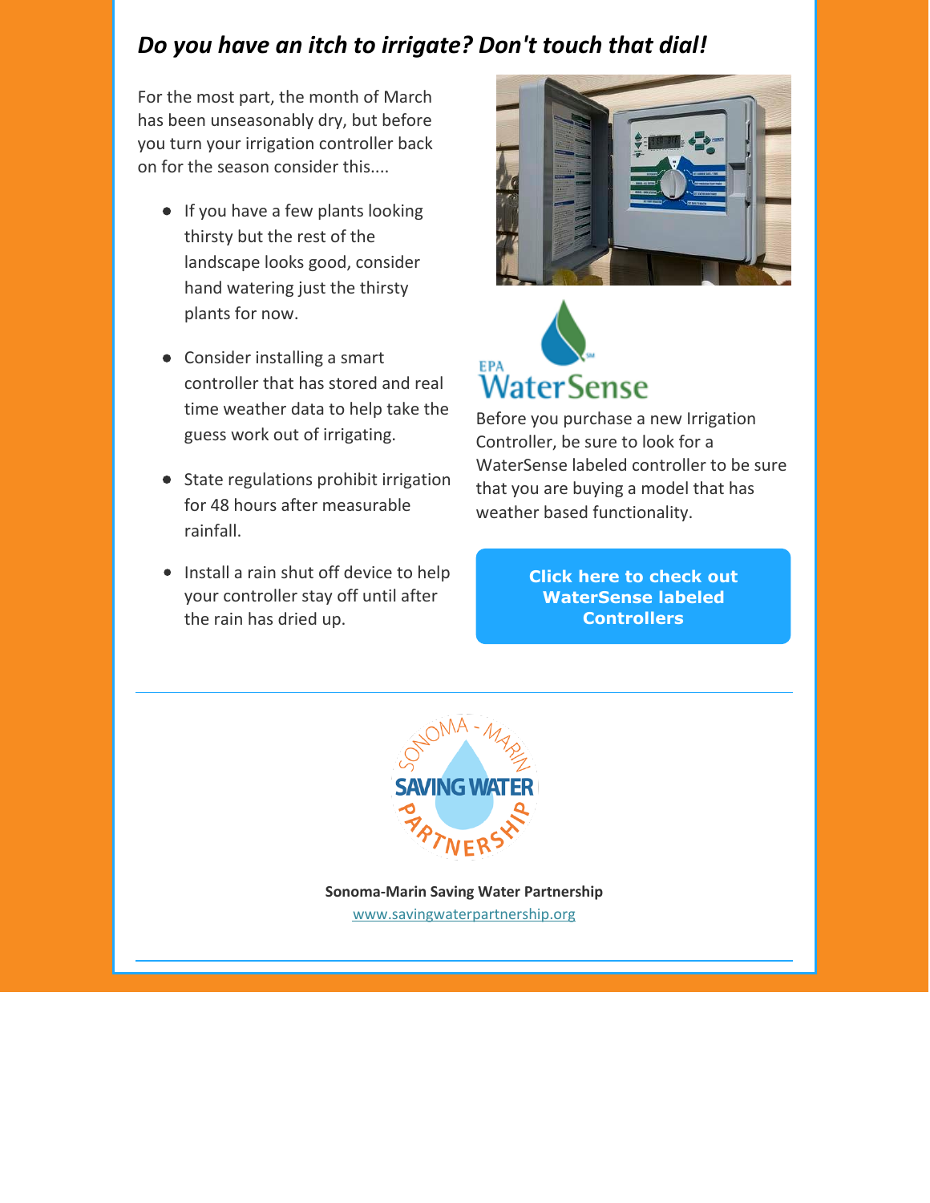## *Do you have an itch to irrigate? Don't touch that dial!*

For the most part, the month of March has been unseasonably dry, but before you turn your irrigation controller back on for the season consider this....

- If you have a few plants looking thirsty but the rest of the landscape looks good, consider hand watering just the thirsty plants for now.
- Consider installing a smart controller that has stored and real time weather data to help take the guess work out of irrigating.
- State regulations prohibit irrigation for 48 hours after measurable rainfall.
- Install a rain shut off device to help your controller stay off until after the rain has dried up.

Before you purchase a new Irrigation Controller, be sure to look for a WaterSense labeled controller to be sure that you are buying a model that has weather based functionality.

**Click here to check out WaterSense labeled Controllers**

---

**Sonoma-Marin Saving Water Partnership**

www.savingwaterpartnership.org